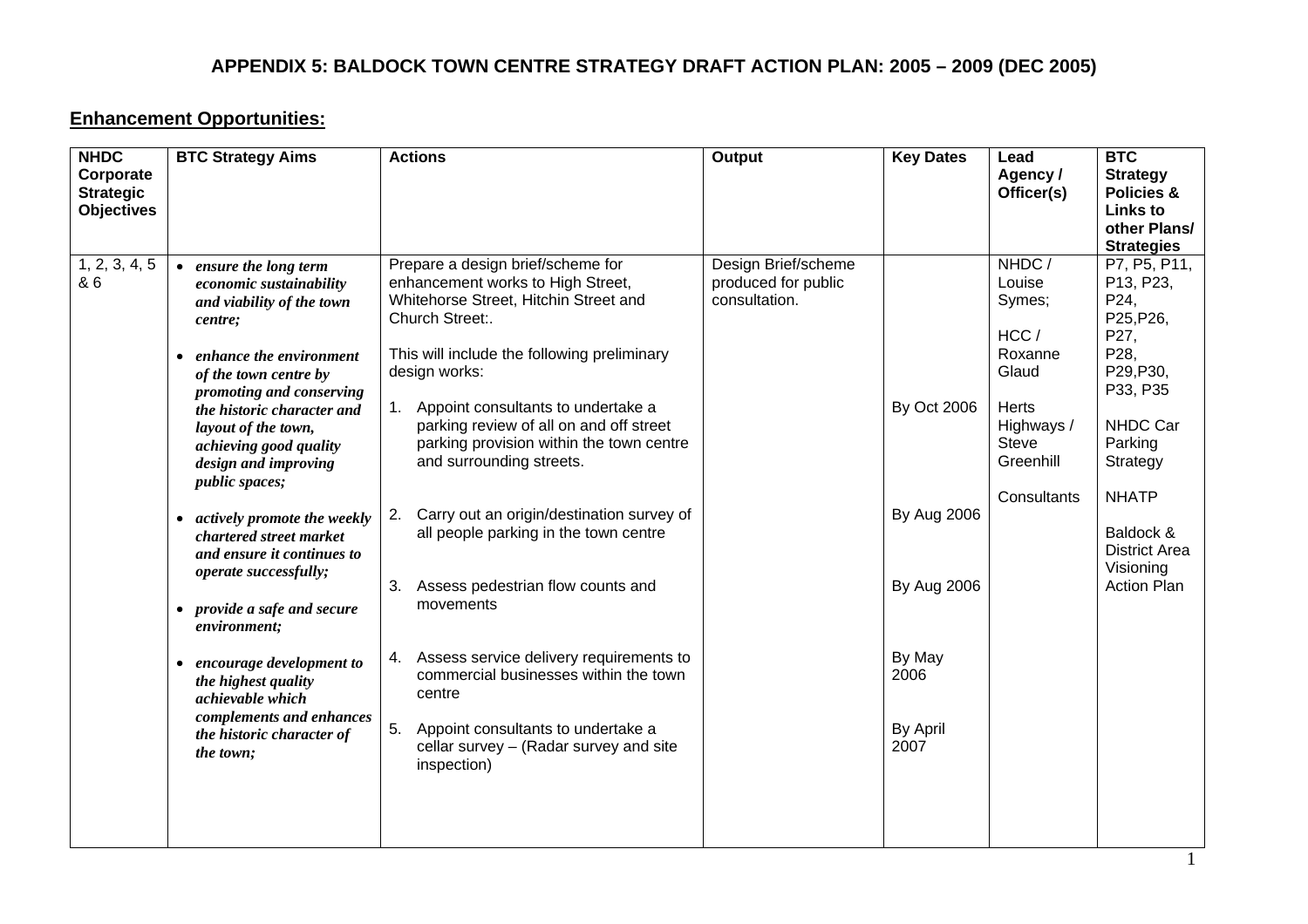# APPENDIX 5: BALDOCK TOWN CENTRE STRATEGY DRAFT ACTION PLAN: 2005 – 2009 (DEC 2005)

## Enhancement Opportunities:

| NHDC Corporate Strategic Objectives | BTC Strategy Aims | Actions | Output | Key Dates | Lead Agency / Officer(s) | BTC Strategy Policies & Links to other Plans/ Strategies |
|---|---|---|---|---|---|---|
| 1, 2, 3, 4, 5 & 6 | • *ensure the long term economic sustainability and viability of the town centre;*<br><br>• *enhance the environment of the town centre by promoting and conserving the historic character and layout of the town, achieving good quality design and improving public spaces;*<br><br>• *actively promote the weekly chartered street market and ensure it continues to operate successfully;*<br><br>• *provide a safe and secure environment;*<br><br>• *encourage development to the highest quality achievable which complements and enhances the historic character of the town;* | Prepare a design brief/scheme for enhancement works to High Street, Whitehorse Street, Hitchin Street and Church Street:.<br><br>This will include the following preliminary design works:<br><br>1. Appoint consultants to undertake a parking review of all on and off street parking provision within the town centre and surrounding streets.<br><br>2. Carry out an origin/destination survey of all people parking in the town centre<br><br>3. Assess pedestrian flow counts and movements<br><br>4. Assess service delivery requirements to commercial businesses within the town centre<br><br>5. Appoint consultants to undertake a cellar survey – (Radar survey and site inspection) | Design Brief/scheme produced for public consultation. | <br><br><br><br>By Oct 2006<br><br>By Aug 2006<br><br>By Aug 2006<br><br>By May 2006<br><br>By April 2007 | NHDC / Louise Symes;<br><br>HCC / Roxanne Glaud<br><br>Herts Highways / Steve Greenhill<br><br>Consultants | P7, P5, P11, P13, P23, P24, P25,P26, P27, P28, P29,P30, P33, P35<br><br>NHDC Car Parking Strategy<br><br>NHATP<br><br>Baldock & District Area Visioning Action Plan |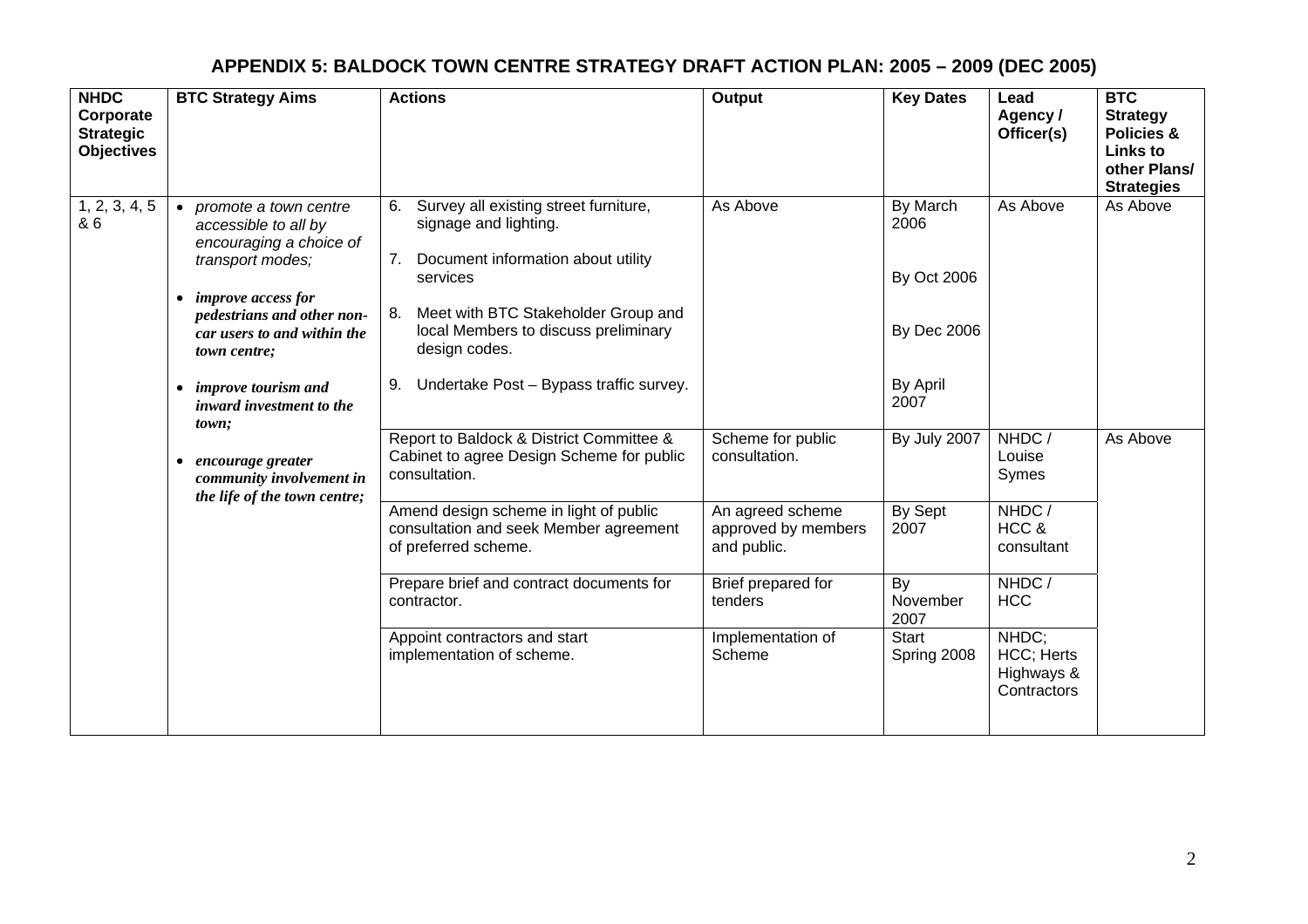## APPENDIX 5: BALDOCK TOWN CENTRE STRATEGY DRAFT ACTION PLAN: 2005 – 2009 (DEC 2005)

| NHDC Corporate Strategic Objectives | BTC Strategy Aims | Actions | Output | Key Dates | Lead Agency / Officer(s) | BTC Strategy Policies & Links to other Plans/ Strategies |
|---|---|---|---|---|---|---|
| 1, 2, 3, 4, 5 & 6 | • *promote a town centre accessible to all by encouraging a choice of transport modes;*<br>• ***improve access for pedestrians and other non-car users to and within the town centre;***<br>• ***improve tourism and inward investment to the town;***<br>• ***encourage greater community involvement in the life of the town centre;*** | 6. Survey all existing street furniture, signage and lighting.<br>7. Document information about utility services<br>8. Meet with BTC Stakeholder Group and local Members to discuss preliminary design codes.<br>9. Undertake Post – Bypass traffic survey. | As Above | By March 2006<br>By Oct 2006<br>By Dec 2006<br>By April 2007 | As Above | As Above |
| | | Report to Baldock & District Committee & Cabinet to agree Design Scheme for public consultation. | Scheme for public consultation. | By July 2007 | NHDC / Louise Symes | As Above |
| | | Amend design scheme in light of public consultation and seek Member agreement of preferred scheme. | An agreed scheme approved by members and public. | By Sept 2007 | NHDC / HCC & consultant | |
| | | Prepare brief and contract documents for contractor. | Brief prepared for tenders | By November 2007 | NHDC / HCC | |
| | | Appoint contractors and start implementation of scheme. | Implementation of Scheme | Start Spring 2008 | NHDC; HCC; Herts Highways & Contractors | |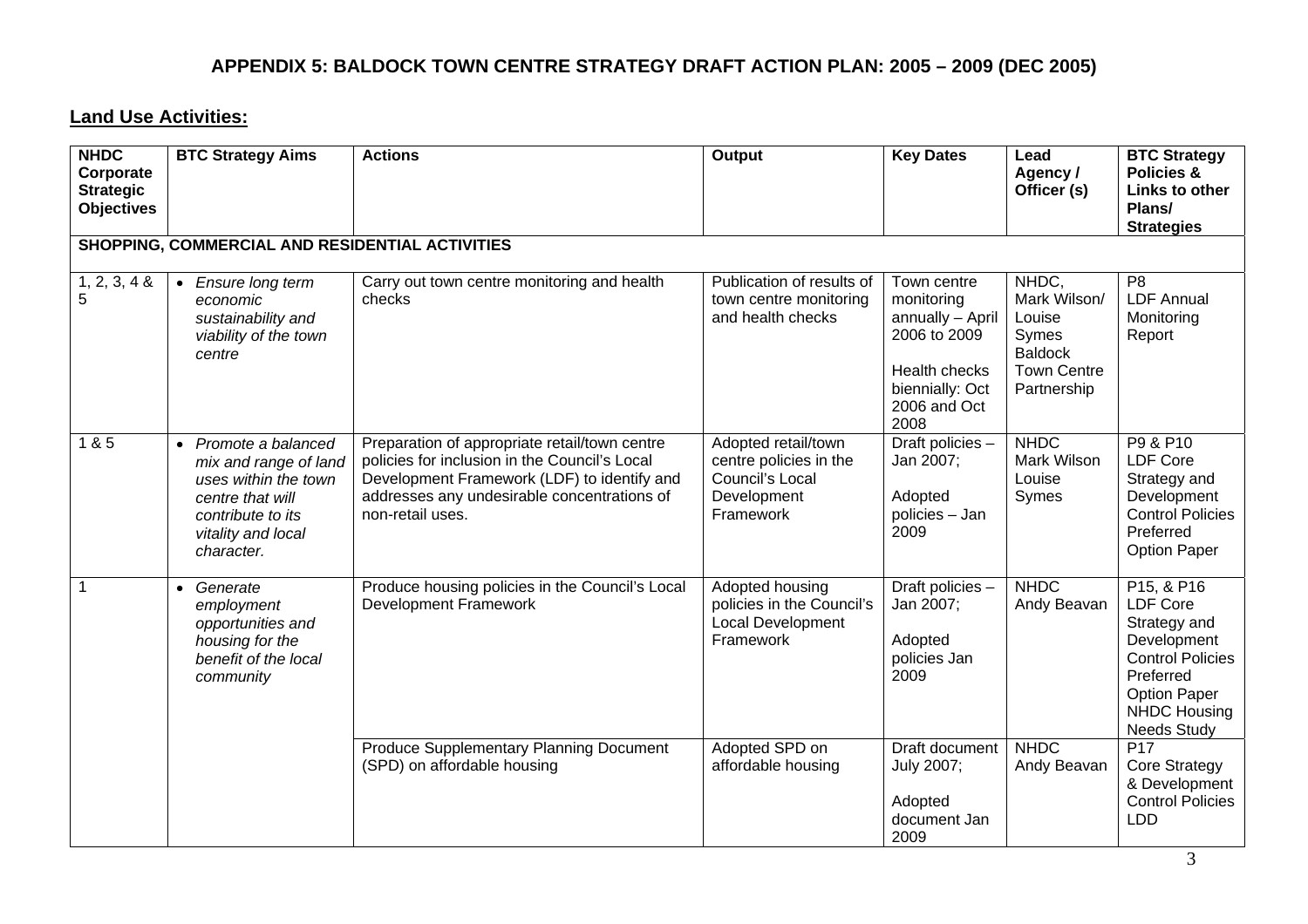## APPENDIX 5: BALDOCK TOWN CENTRE STRATEGY DRAFT ACTION PLAN: 2005 – 2009 (DEC 2005)

### Land Use Activities:

| NHDC Corporate Strategic Objectives | BTC Strategy Aims | Actions | Output | Key Dates | Lead Agency / Officer (s) | BTC Strategy Policies & Links to other Plans/ Strategies |
|---|---|---|---|---|---|---|
| **SHOPPING, COMMERCIAL AND RESIDENTIAL ACTIVITIES** | | | | | | |
| 1, 2, 3, 4 & 5 | • *Ensure long term economic sustainability and viability of the town centre* | Carry out town centre monitoring and health checks | Publication of results of town centre monitoring and health checks | Town centre monitoring annually – April 2006 to 2009<br><br>Health checks biennially: Oct 2006 and Oct 2008 | NHDC, Mark Wilson/ Louise Symes<br>Baldock Town Centre Partnership | P8<br>LDF Annual Monitoring Report |
| 1 & 5 | • *Promote a balanced mix and range of land uses within the town centre that will contribute to its vitality and local character.* | Preparation of appropriate retail/town centre policies for inclusion in the Council's Local Development Framework (LDF) to identify and addresses any undesirable concentrations of non-retail uses. | Adopted retail/town centre policies in the Council's Local Development Framework | Draft policies – Jan 2007;<br><br>Adopted policies – Jan 2009 | NHDC<br>Mark Wilson<br>Louise Symes | P9 & P10<br>LDF Core Strategy and Development Control Policies Preferred Option Paper |
| 1 | • *Generate employment opportunities and housing for the benefit of the local community* | Produce housing policies in the Council's Local Development Framework | Adopted housing policies in the Council's Local Development Framework | Draft policies – Jan 2007;<br><br>Adopted policies Jan 2009 | NHDC<br>Andy Beavan | P15, & P16<br>LDF Core Strategy and Development Control Policies Preferred Option Paper<br>NHDC Housing Needs Study |
| | | Produce Supplementary Planning Document (SPD) on affordable housing | Adopted SPD on affordable housing | Draft document July 2007;<br><br>Adopted document Jan 2009 | NHDC<br>Andy Beavan | P17<br>Core Strategy & Development Control Policies LDD |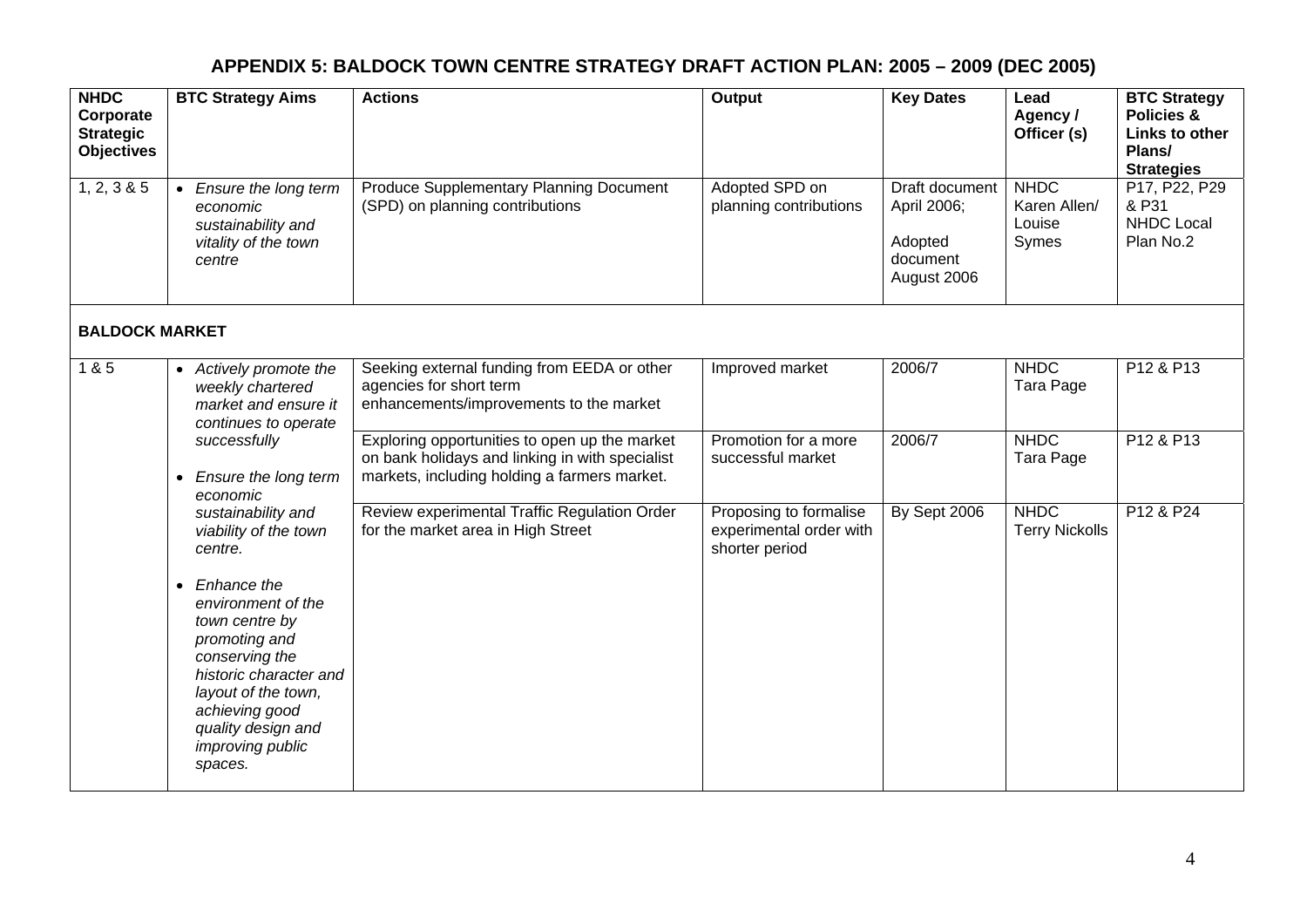# APPENDIX 5: BALDOCK TOWN CENTRE STRATEGY DRAFT ACTION PLAN: 2005 – 2009 (DEC 2005)

| NHDC Corporate Strategic Objectives | BTC Strategy Aims | Actions | Output | Key Dates | Lead Agency / Officer (s) | BTC Strategy Policies & Links to other Plans/ Strategies |
|---|---|---|---|---|---|---|
| 1, 2, 3 & 5 | • *Ensure the long term economic sustainability and vitality of the town centre* | Produce Supplementary Planning Document (SPD) on planning contributions | Adopted SPD on planning contributions | Draft document April 2006; Adopted document August 2006 | NHDC Karen Allen/ Louise Symes | P17, P22, P29 & P31 NHDC Local Plan No.2 |
| **BALDOCK MARKET** | | | | | | |
| 1 & 5 | • *Actively promote the weekly chartered market and ensure it continues to operate successfully* • *Ensure the long term economic sustainability and viability of the town centre.* • *Enhance the environment of the town centre by promoting and conserving the historic character and layout of the town, achieving good quality design and improving public spaces.* | Seeking external funding from EEDA or other agencies for short term enhancements/improvements to the market | Improved market | 2006/7 | NHDC Tara Page | P12 & P13 |
| | | Exploring opportunities to open up the market on bank holidays and linking in with specialist markets, including holding a farmers market. | Promotion for a more successful market | 2006/7 | NHDC Tara Page | P12 & P13 |
| | | Review experimental Traffic Regulation Order for the market area in High Street | Proposing to formalise experimental order with shorter period | By Sept 2006 | NHDC Terry Nickolls | P12 & P24 |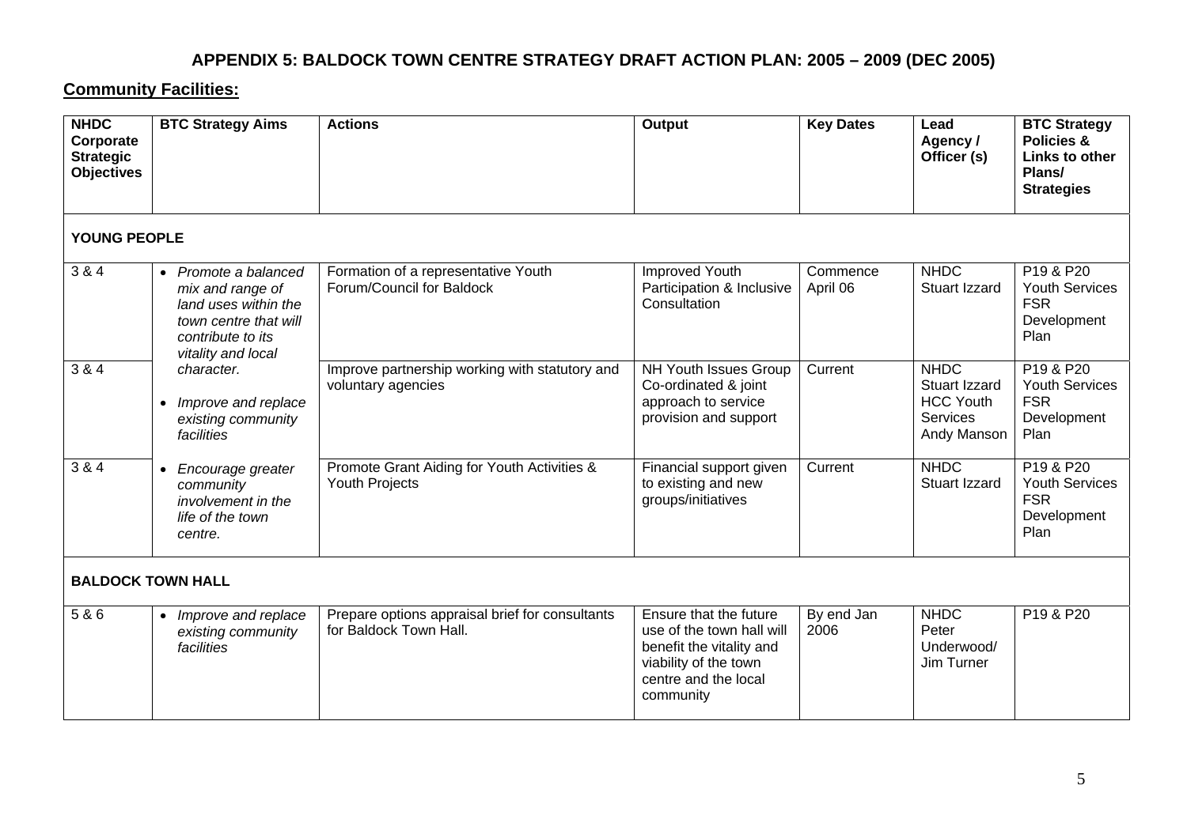# APPENDIX 5: BALDOCK TOWN CENTRE STRATEGY DRAFT ACTION PLAN: 2005 – 2009 (DEC 2005)

## Community Facilities:

| NHDC Corporate Strategic Objectives | BTC Strategy Aims | Actions | Output | Key Dates | Lead Agency / Officer (s) | BTC Strategy Policies & Links to other Plans/ Strategies |
|---|---|---|---|---|---|---|
| **YOUNG PEOPLE** | | | | | | |
| 3 & 4 | • *Promote a balanced mix and range of land uses within the town centre that will contribute to its vitality and local character.*<br>• *Improve and replace existing community facilities*<br>• *Encourage greater community involvement in the life of the town centre.* | Formation of a representative Youth Forum/Council for Baldock | Improved Youth Participation & Inclusive Consultation | Commence April 06 | NHDC Stuart Izzard | P19 & P20 Youth Services FSR Development Plan |
| 3 & 4 | | Improve partnership working with statutory and voluntary agencies | NH Youth Issues Group Co-ordinated & joint approach to service provision and support | Current | NHDC Stuart Izzard HCC Youth Services Andy Manson | P19 & P20 Youth Services FSR Development Plan |
| 3 & 4 | | Promote Grant Aiding for Youth Activities & Youth Projects | Financial support given to existing and new groups/initiatives | Current | NHDC Stuart Izzard | P19 & P20 Youth Services FSR Development Plan |
| **BALDOCK TOWN HALL** | | | | | | |
| 5 & 6 | • *Improve and replace existing community facilities* | Prepare options appraisal brief for consultants for Baldock Town Hall. | Ensure that the future use of the town hall will benefit the vitality and viability of the town centre and the local community | By end Jan 2006 | NHDC Peter Underwood/ Jim Turner | P19 & P20 |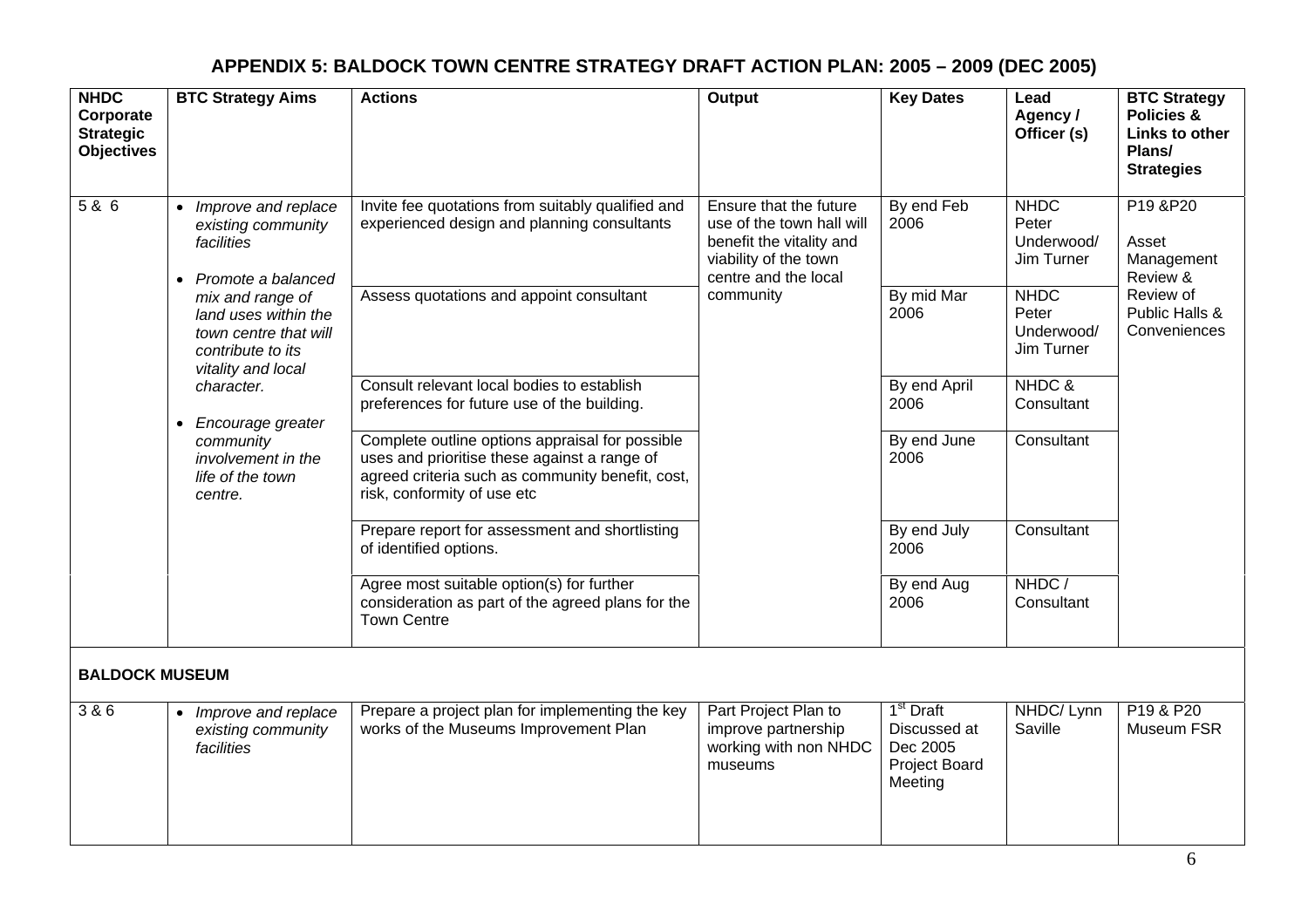# APPENDIX 5: BALDOCK TOWN CENTRE STRATEGY DRAFT ACTION PLAN: 2005 – 2009 (DEC 2005)

| NHDC Corporate Strategic Objectives | BTC Strategy Aims | Actions | Output | Key Dates | Lead Agency / Officer (s) | BTC Strategy Policies & Links to other Plans/ Strategies |
|---|---|---|---|---|---|---|
| 5 & 6 | • *Improve and replace existing community facilities*<br>• *Promote a balanced mix and range of land uses within the town centre that will contribute to its vitality and local character.*<br>• *Encourage greater community involvement in the life of the town centre.* | Invite fee quotations from suitably qualified and experienced design and planning consultants | Ensure that the future use of the town hall will benefit the vitality and viability of the town centre and the local community | By end Feb 2006 | NHDC Peter Underwood/ Jim Turner | P19 &P20<br>Asset Management Review & Review of Public Halls & Conveniences |
| | | Assess quotations and appoint consultant | | By mid Mar 2006 | NHDC Peter Underwood/ Jim Turner | |
| | | Consult relevant local bodies to establish preferences for future use of the building. | | By end April 2006 | NHDC & Consultant | |
| | | Complete outline options appraisal for possible uses and prioritise these against a range of agreed criteria such as community benefit, cost, risk, conformity of use etc | | By end June 2006 | Consultant | |
| | | Prepare report for assessment and shortlisting of identified options. | | By end July 2006 | Consultant | |
| | | Agree most suitable option(s) for further consideration as part of the agreed plans for the Town Centre | | By end Aug 2006 | NHDC / Consultant | |
| **BALDOCK MUSEUM** | | | | | | |
| 3 & 6 | • *Improve and replace existing community facilities* | Prepare a project plan for implementing the key works of the Museums Improvement Plan | Part Project Plan to improve partnership working with non NHDC museums | 1st Draft Discussed at Dec 2005 Project Board Meeting | NHDC/ Lynn Saville | P19 & P20<br>Museum FSR |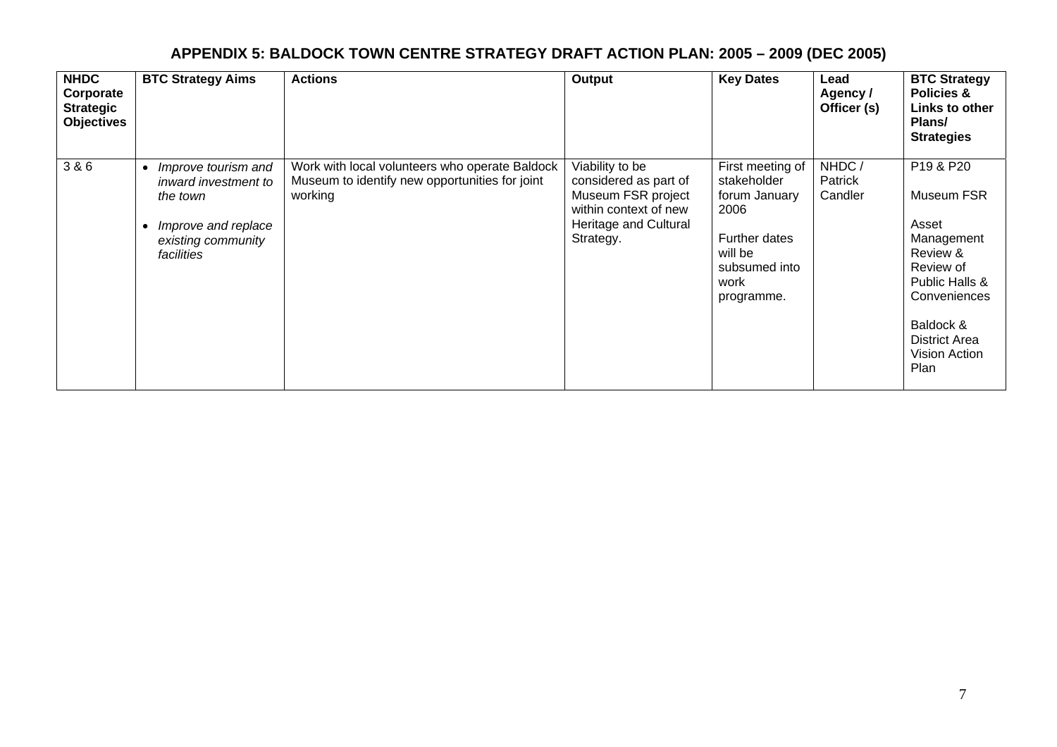## APPENDIX 5: BALDOCK TOWN CENTRE STRATEGY DRAFT ACTION PLAN: 2005 – 2009 (DEC 2005)

| NHDC Corporate Strategic Objectives | BTC Strategy Aims | Actions | Output | Key Dates | Lead Agency / Officer (s) | BTC Strategy Policies & Links to other Plans/ Strategies |
|---|---|---|---|---|---|---|
| 3 & 6 | • *Improve tourism and inward investment to the town*<br>• *Improve and replace existing community facilities* | Work with local volunteers who operate Baldock Museum to identify new opportunities for joint working | Viability to be considered as part of Museum FSR project within context of new Heritage and Cultural Strategy. | First meeting of stakeholder forum January 2006<br><br>Further dates will be subsumed into work programme. | NHDC / Patrick Candler | P19 & P20<br><br>Museum FSR<br><br>Asset Management Review & Review of Public Halls & Conveniences<br><br>Baldock & District Area Vision Action Plan |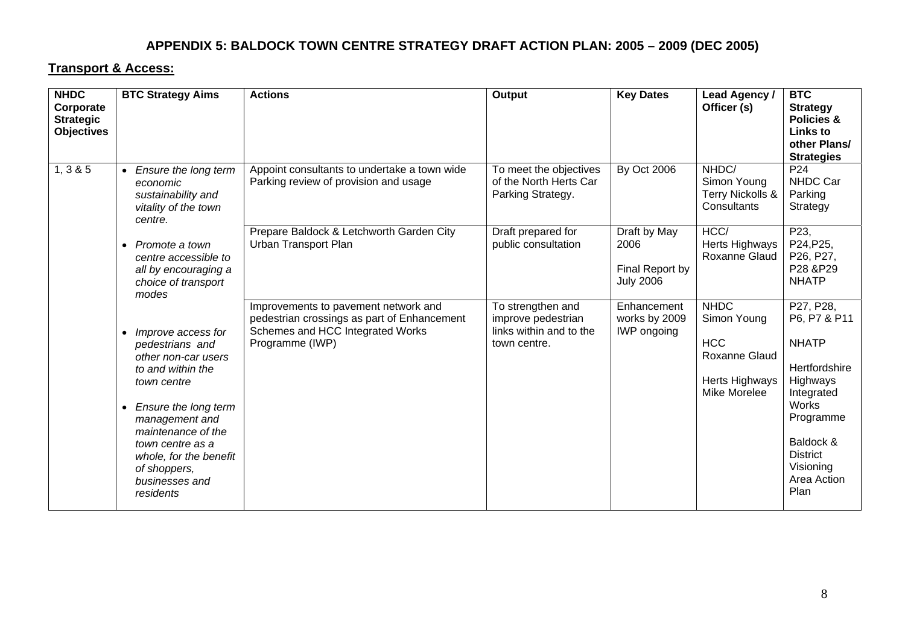# APPENDIX 5: BALDOCK TOWN CENTRE STRATEGY DRAFT ACTION PLAN: 2005 – 2009 (DEC 2005)

## Transport & Access:

| NHDC Corporate Strategic Objectives | BTC Strategy Aims | Actions | Output | Key Dates | Lead Agency / Officer (s) | BTC Strategy Policies & Links to other Plans/ Strategies |
|---|---|---|---|---|---|---|
| 1, 3 & 5 | • *Ensure the long term economic sustainability and vitality of the town centre.*<br>• *Promote a town centre accessible to all by encouraging a choice of transport modes*<br>• *Improve access for pedestrians and other non-car users to and within the town centre*<br>• *Ensure the long term management and maintenance of the town centre as a whole, for the benefit of shoppers, businesses and residents* | Appoint consultants to undertake a town wide Parking review of provision and usage | To meet the objectives of the North Herts Car Parking Strategy. | By Oct 2006 | NHDC/ Simon Young Terry Nickolls & Consultants | P24 NHDC Car Parking Strategy |
| | | Prepare Baldock & Letchworth Garden City Urban Transport Plan | Draft prepared for public consultation | Draft by May 2006<br><br>Final Report by July 2006 | HCC/ Herts Highways Roxanne Glaud | P23, P24,P25, P26, P27, P28 &P29 NHATP |
| | | Improvements to pavement network and pedestrian crossings as part of Enhancement Schemes and HCC Integrated Works Programme (IWP) | To strengthen and improve pedestrian links within and to the town centre. | Enhancement works by 2009 IWP ongoing | NHDC Simon Young<br><br>HCC Roxanne Glaud<br><br>Herts Highways Mike Morelee | P27, P28, P6, P7 & P11<br><br>NHATP<br><br>Hertfordshire Highways Integrated Works Programme<br><br>Baldock & District Visioning Area Action Plan |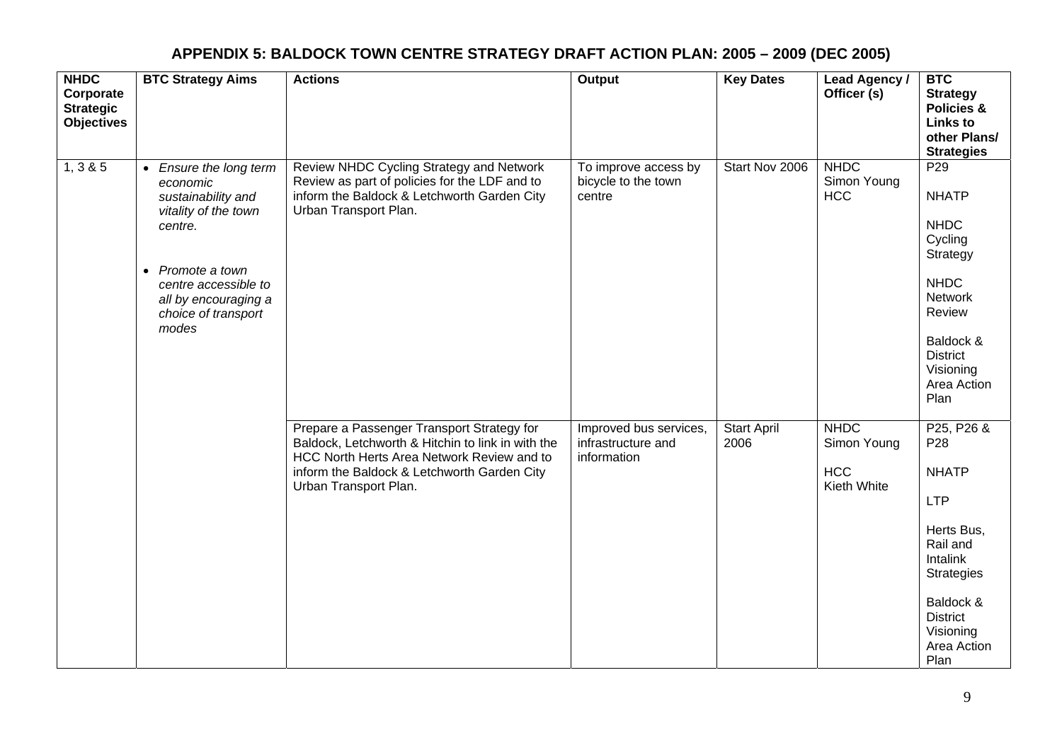# APPENDIX 5: BALDOCK TOWN CENTRE STRATEGY DRAFT ACTION PLAN: 2005 – 2009 (DEC 2005)

| NHDC Corporate Strategic Objectives | BTC Strategy Aims | Actions | Output | Key Dates | Lead Agency / Officer (s) | BTC Strategy Policies & Links to other Plans/ Strategies |
|---|---|---|---|---|---|---|
| 1, 3 & 5 | • *Ensure the long term economic sustainability and vitality of the town centre.*<br><br>• *Promote a town centre accessible to all by encouraging a choice of transport modes* | Review NHDC Cycling Strategy and Network Review as part of policies for the LDF and to inform the Baldock & Letchworth Garden City Urban Transport Plan. | To improve access by bicycle to the town centre | Start Nov 2006 | NHDC Simon Young HCC | P29<br><br>NHATP<br><br>NHDC Cycling Strategy<br><br>NHDC Network Review<br><br>Baldock & District Visioning Area Action Plan |
| | | Prepare a Passenger Transport Strategy for Baldock, Letchworth & Hitchin to link in with the HCC North Herts Area Network Review and to inform the Baldock & Letchworth Garden City Urban Transport Plan. | Improved bus services, infrastructure and information | Start April 2006 | NHDC Simon Young<br><br>HCC Kieth White | P25, P26 & P28<br><br>NHATP<br><br>LTP<br><br>Herts Bus, Rail and Intalink Strategies<br><br>Baldock & District Visioning Area Action Plan |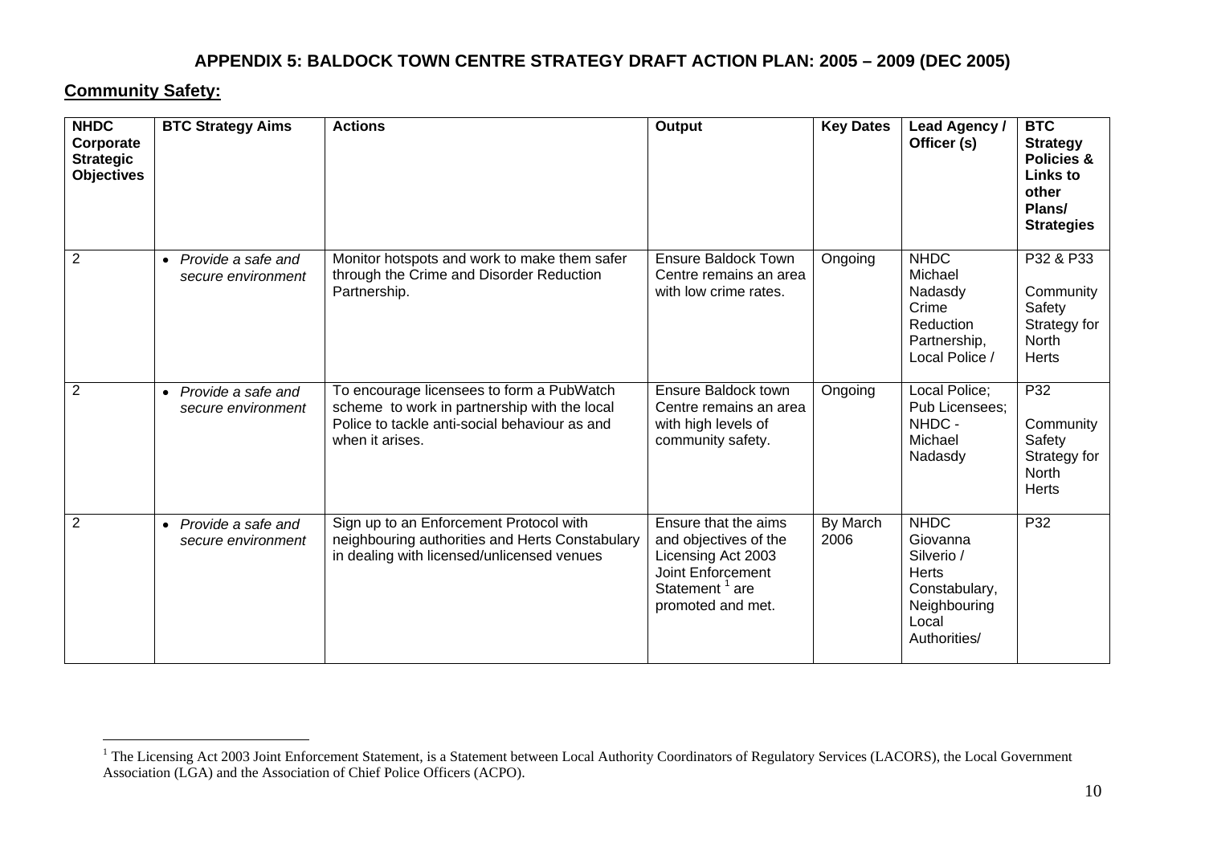## APPENDIX 5: BALDOCK TOWN CENTRE STRATEGY DRAFT ACTION PLAN: 2005 – 2009 (DEC 2005)

**Community Safety:**

| NHDC Corporate Strategic Objectives | BTC Strategy Aims | Actions | Output | Key Dates | Lead Agency / Officer (s) | BTC Strategy Policies & Links to other Plans/ Strategies |
|---|---|---|---|---|---|---|
| 2 | • *Provide a safe and secure environment* | Monitor hotspots and work to make them safer through the Crime and Disorder Reduction Partnership. | Ensure Baldock Town Centre remains an area with low crime rates. | Ongoing | NHDC Michael Nadasdy Crime Reduction Partnership, Local Police / | P32 & P33 Community Safety Strategy for North Herts |
| 2 | • *Provide a safe and secure environment* | To encourage licensees to form a PubWatch scheme to work in partnership with the local Police to tackle anti-social behaviour as and when it arises. | Ensure Baldock town Centre remains an area with high levels of community safety. | Ongoing | Local Police; Pub Licensees; NHDC - Michael Nadasdy | P32 Community Safety Strategy for North Herts |
| 2 | • *Provide a safe and secure environment* | Sign up to an Enforcement Protocol with neighbouring authorities and Herts Constabulary in dealing with licensed/unlicensed venues | Ensure that the aims and objectives of the Licensing Act 2003 Joint Enforcement Statement [1] are promoted and met. | By March 2006 | NHDC Giovanna Silverio / Herts Constabulary, Neighbouring Local Authorities/ | P32 |

[1] The Licensing Act 2003 Joint Enforcement Statement, is a Statement between Local Authority Coordinators of Regulatory Services (LACORS), the Local Government Association (LGA) and the Association of Chief Police Officers (ACPO).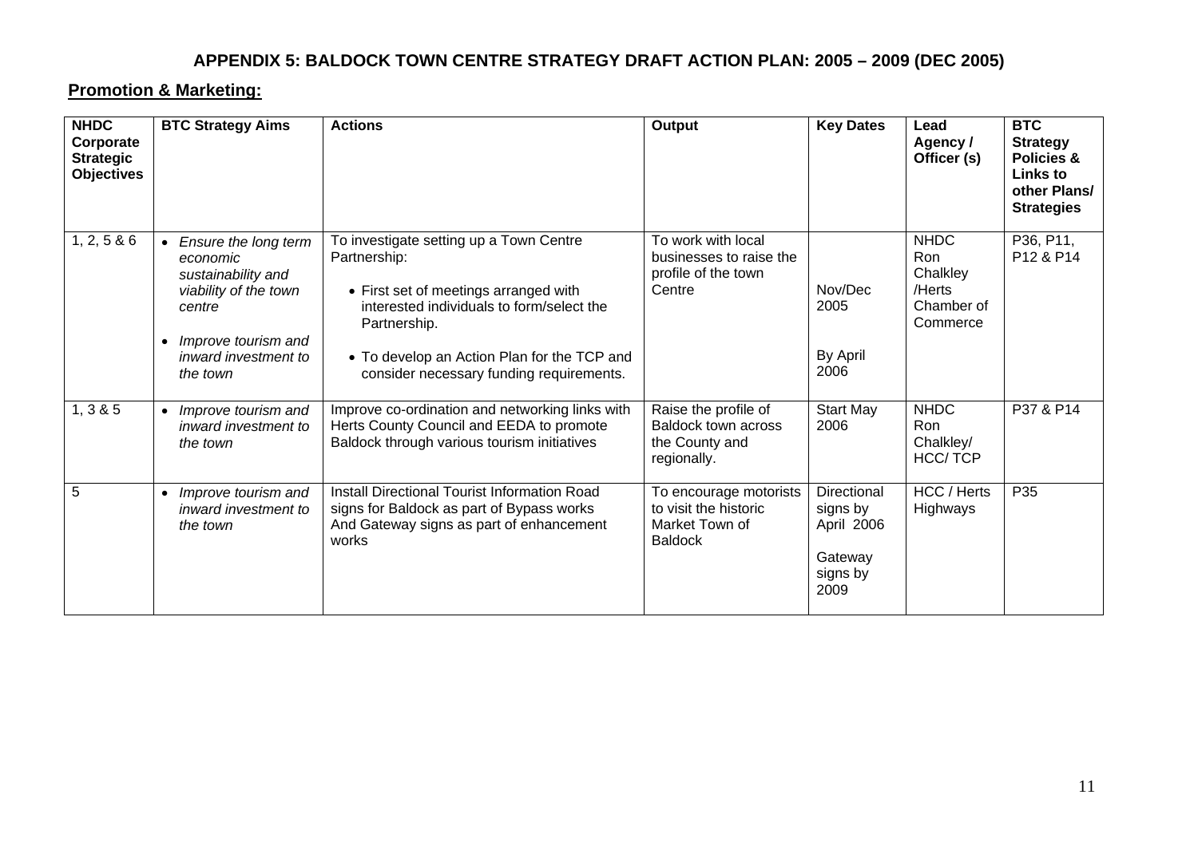# APPENDIX 5: BALDOCK TOWN CENTRE STRATEGY DRAFT ACTION PLAN: 2005 – 2009 (DEC 2005)

## Promotion & Marketing:

| NHDC Corporate Strategic Objectives | BTC Strategy Aims | Actions | Output | Key Dates | Lead Agency / Officer (s) | BTC Strategy Policies & Links to other Plans/ Strategies |
|---|---|---|---|---|---|---|
| 1, 2, 5 & 6 | • *Ensure the long term economic sustainability and viability of the town centre*<br>• *Improve tourism and inward investment to the town* | To investigate setting up a Town Centre Partnership:<br>• First set of meetings arranged with interested individuals to form/select the Partnership.<br>• To develop an Action Plan for the TCP and consider necessary funding requirements. | To work with local businesses to raise the profile of the town Centre | Nov/Dec 2005<br><br>By April 2006 | NHDC Ron Chalkley /Herts Chamber of Commerce | P36, P11, P12 & P14 |
| 1, 3 & 5 | • *Improve tourism and inward investment to the town* | Improve co-ordination and networking links with Herts County Council and EEDA to promote Baldock through various tourism initiatives | Raise the profile of Baldock town across the County and regionally. | Start May 2006 | NHDC Ron Chalkley/ HCC/ TCP | P37 & P14 |
| 5 | • *Improve tourism and inward investment to the town* | Install Directional Tourist Information Road signs for Baldock as part of Bypass works And Gateway signs as part of enhancement works | To encourage motorists to visit the historic Market Town of Baldock | Directional signs by April 2006<br><br>Gateway signs by 2009 | HCC / Herts Highways | P35 |